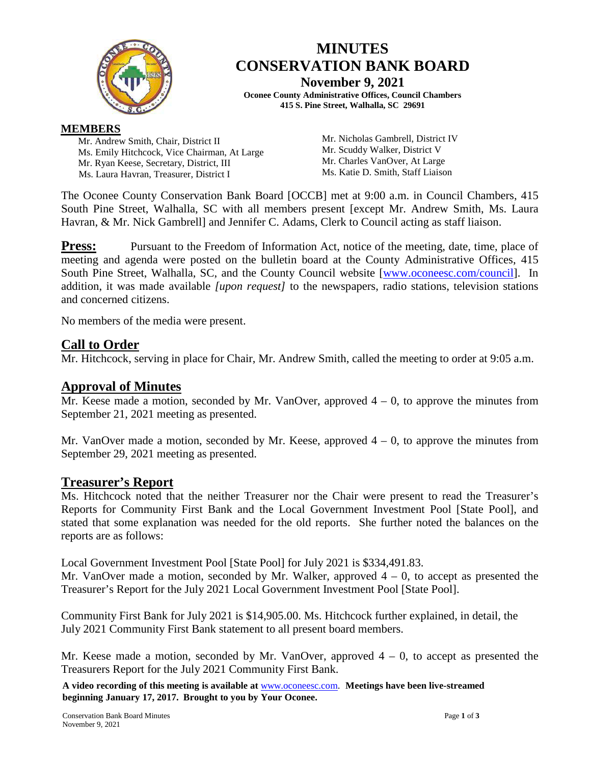# MINUTES
# CONSERVATION BANK BOARD

**November 9, 2021**

**Oconee County Administrative Offices, Council Chambers**
**415 S. Pine Street, Walhalla, SC 29691**

**MEMBERS**

Mr. Andrew Smith, Chair, District II
Ms. Emily Hitchcock, Vice Chairman, At Large
Mr. Ryan Keese, Secretary, District, III
Ms. Laura Havran, Treasurer, District I
Mr. Nicholas Gambrell, District IV
Mr. Scuddy Walker, District V
Mr. Charles VanOver, At Large
Ms. Katie D. Smith, Staff Liaison

The Oconee County Conservation Bank Board [OCCB] met at 9:00 a.m. in Council Chambers, 415 South Pine Street, Walhalla, SC with all members present [except Mr. Andrew Smith, Ms. Laura Havran, & Mr. Nick Gambrell] and Jennifer C. Adams, Clerk to Council acting as staff liaison.

**Press:** Pursuant to the Freedom of Information Act, notice of the meeting, date, time, place of meeting and agenda were posted on the bulletin board at the County Administrative Offices, 415 South Pine Street, Walhalla, SC, and the County Council website [www.oconeesc.com/council]. In addition, it was made available *[upon request]* to the newspapers, radio stations, television stations and concerned citizens.

No members of the media were present.

## Call to Order

Mr. Hitchcock, serving in place for Chair, Mr. Andrew Smith, called the meeting to order at 9:05 a.m.

## Approval of Minutes

Mr. Keese made a motion, seconded by Mr. VanOver, approved 4 – 0, to approve the minutes from September 21, 2021 meeting as presented.

Mr. VanOver made a motion, seconded by Mr. Keese, approved 4 – 0, to approve the minutes from September 29, 2021 meeting as presented.

## Treasurer's Report

Ms. Hitchcock noted that the neither Treasurer nor the Chair were present to read the Treasurer's Reports for Community First Bank and the Local Government Investment Pool [State Pool], and stated that some explanation was needed for the old reports. She further noted the balances on the reports are as follows:

Local Government Investment Pool [State Pool] for July 2021 is $334,491.83.
Mr. VanOver made a motion, seconded by Mr. Walker, approved 4 – 0, to accept as presented the Treasurer's Report for the July 2021 Local Government Investment Pool [State Pool].

Community First Bank for July 2021 is $14,905.00. Ms. Hitchcock further explained, in detail, the July 2021 Community First Bank statement to all present board members.

Mr. Keese made a motion, seconded by Mr. VanOver, approved 4 – 0, to accept as presented the Treasurers Report for the July 2021 Community First Bank.

**A video recording of this meeting is available at** www.oconeesc.com. **Meetings have been live-streamed beginning January 17, 2017. Brought to you by Your Oconee.**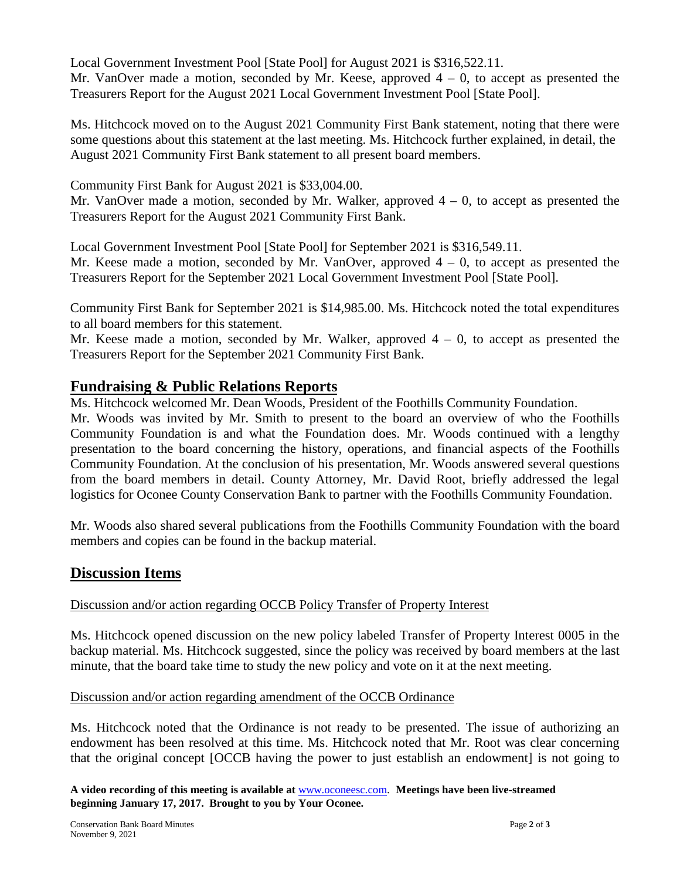Local Government Investment Pool [State Pool] for August 2021 is $316,522.11.
Mr. VanOver made a motion, seconded by Mr. Keese, approved 4 – 0, to accept as presented the Treasurers Report for the August 2021 Local Government Investment Pool [State Pool].

Ms. Hitchcock moved on to the August 2021 Community First Bank statement, noting that there were some questions about this statement at the last meeting. Ms. Hitchcock further explained, in detail, the August 2021 Community First Bank statement to all present board members.

Community First Bank for August 2021 is $33,004.00.
Mr. VanOver made a motion, seconded by Mr. Walker, approved 4 – 0, to accept as presented the Treasurers Report for the August 2021 Community First Bank.

Local Government Investment Pool [State Pool] for September 2021 is $316,549.11.
Mr. Keese made a motion, seconded by Mr. VanOver, approved 4 – 0, to accept as presented the Treasurers Report for the September 2021 Local Government Investment Pool [State Pool].

Community First Bank for September 2021 is $14,985.00. Ms. Hitchcock noted the total expenditures to all board members for this statement.
Mr. Keese made a motion, seconded by Mr. Walker, approved 4 – 0, to accept as presented the Treasurers Report for the September 2021 Community First Bank.

## Fundraising & Public Relations Reports

Ms. Hitchcock welcomed Mr. Dean Woods, President of the Foothills Community Foundation.
Mr. Woods was invited by Mr. Smith to present to the board an overview of who the Foothills Community Foundation is and what the Foundation does. Mr. Woods continued with a lengthy presentation to the board concerning the history, operations, and financial aspects of the Foothills Community Foundation. At the conclusion of his presentation, Mr. Woods answered several questions from the board members in detail. County Attorney, Mr. David Root, briefly addressed the legal logistics for Oconee County Conservation Bank to partner with the Foothills Community Foundation.

Mr. Woods also shared several publications from the Foothills Community Foundation with the board members and copies can be found in the backup material.

## Discussion Items

Discussion and/or action regarding OCCB Policy Transfer of Property Interest

Ms. Hitchcock opened discussion on the new policy labeled Transfer of Property Interest 0005 in the backup material. Ms. Hitchcock suggested, since the policy was received by board members at the last minute, that the board take time to study the new policy and vote on it at the next meeting.

Discussion and/or action regarding amendment of the OCCB Ordinance

Ms. Hitchcock noted that the Ordinance is not ready to be presented. The issue of authorizing an endowment has been resolved at this time. Ms. Hitchcock noted that Mr. Root was clear concerning that the original concept [OCCB having the power to just establish an endowment] is not going to

**A video recording of this meeting is available at www.oconeesc.com. Meetings have been live-streamed beginning January 17, 2017. Brought to you by Your Oconee.**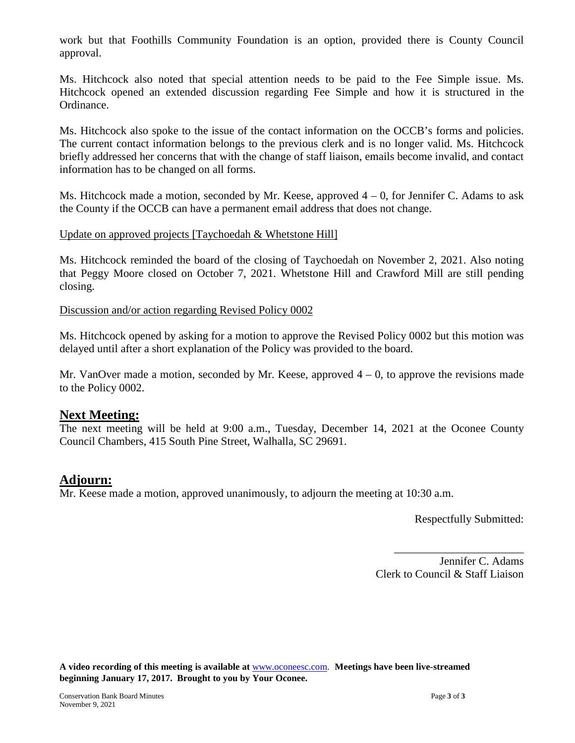work but that Foothills Community Foundation is an option, provided there is County Council approval.

Ms. Hitchcock also noted that special attention needs to be paid to the Fee Simple issue. Ms. Hitchcock opened an extended discussion regarding Fee Simple and how it is structured in the Ordinance.

Ms. Hitchcock also spoke to the issue of the contact information on the OCCB's forms and policies. The current contact information belongs to the previous clerk and is no longer valid. Ms. Hitchcock briefly addressed her concerns that with the change of staff liaison, emails become invalid, and contact information has to be changed on all forms.

Ms. Hitchcock made a motion, seconded by Mr. Keese, approved 4 – 0, for Jennifer C. Adams to ask the County if the OCCB can have a permanent email address that does not change.

Update on approved projects [Taychoedah & Whetstone Hill]

Ms. Hitchcock reminded the board of the closing of Taychoedah on November 2, 2021. Also noting that Peggy Moore closed on October 7, 2021. Whetstone Hill and Crawford Mill are still pending closing.

Discussion and/or action regarding Revised Policy 0002

Ms. Hitchcock opened by asking for a motion to approve the Revised Policy 0002 but this motion was delayed until after a short explanation of the Policy was provided to the board.

Mr. VanOver made a motion, seconded by Mr. Keese, approved 4 – 0, to approve the revisions made to the Policy 0002.

## Next Meeting:

The next meeting will be held at 9:00 a.m., Tuesday, December 14, 2021 at the Oconee County Council Chambers, 415 South Pine Street, Walhalla, SC 29691.

## Adjourn:

Mr. Keese made a motion, approved unanimously, to adjourn the meeting at 10:30 a.m.

Respectfully Submitted:

_______________________

Jennifer C. Adams
Clerk to Council & Staff Liaison

**A video recording of this meeting is available at** www.oconeesc.com. **Meetings have been live-streamed beginning January 17, 2017. Brought to you by Your Oconee.**